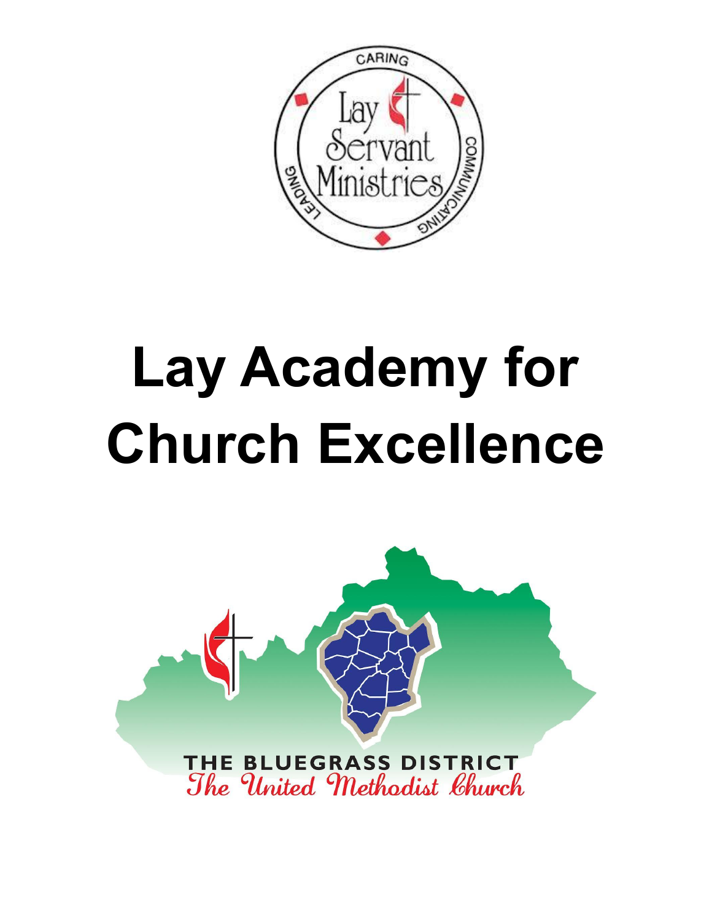CARING

Lay Servant Ministries

LEADING COMMUNICATING

# Lay Academy for Church Excellence

THE BLUEGRASS DISTRICT

The United Methodist Church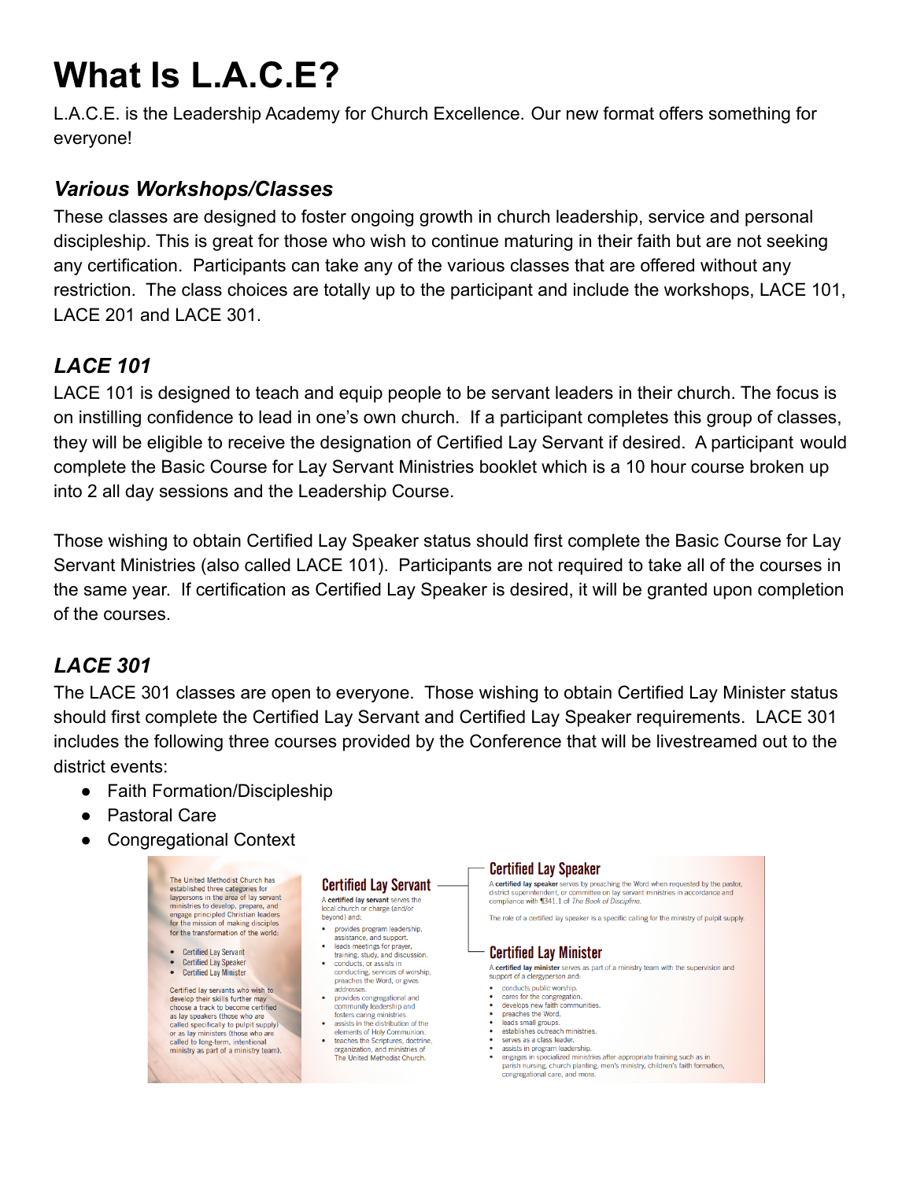# What Is L.A.C.E?

L.A.C.E. is the Leadership Academy for Church Excellence. Our new format offers something for everyone!

### *Various Workshops/Classes*

These classes are designed to foster ongoing growth in church leadership, service and personal discipleship. This is great for those who wish to continue maturing in their faith but are not seeking any certification. Participants can take any of the various classes that are offered without any restriction. The class choices are totally up to the participant and include the workshops, LACE 101, LACE 201 and LACE 301.

### *LACE 101*

LACE 101 is designed to teach and equip people to be servant leaders in their church. The focus is on instilling confidence to lead in one's own church. If a participant completes this group of classes, they will be eligible to receive the designation of Certified Lay Servant if desired. A participant would complete the Basic Course for Lay Servant Ministries booklet which is a 10 hour course broken up into 2 all day sessions and the Leadership Course.

Those wishing to obtain Certified Lay Speaker status should first complete the Basic Course for Lay Servant Ministries (also called LACE 101). Participants are not required to take all of the courses in the same year. If certification as Certified Lay Speaker is desired, it will be granted upon completion of the courses.

### *LACE 301*

The LACE 301 classes are open to everyone. Those wishing to obtain Certified Lay Minister status should first complete the Certified Lay Servant and Certified Lay Speaker requirements. LACE 301 includes the following three courses provided by the Conference that will be livestreamed out to the district events:

- Faith Formation/Discipleship
- Pastoral Care
- Congregational Context

The United Methodist Church has established three categories for laypersons in the area of lay servant ministries to develop, prepare, and engage principled Christian leaders for the mission of making disciples for the transformation of the world:

- Certified Lay Servant
- Certified Lay Speaker
- Certified Lay Minister

Certified lay servants who wish to develop their skills further may choose a track to become certified as lay speakers (those who are called specifically to pulpit supply) or as lay ministers (those who are called to long-term, intentional ministry as part of a ministry team).

**Certified Lay Servant**

A **certified lay servant** serves the local church or charge (and/or beyond) and:

- provides program leadership, assistance, and support.
- leads meetings for prayer, training, study, and discussion.
- conducts, or assists in conducting, services of worship, preaches the Word, or gives addresses.
- provides congregational and community leadership and fosters caring ministries.
- assists in the distribution of the elements of Holy Communion.
- teaches the Scriptures, doctrine, organization, and ministries of The United Methodist Church.

**Certified Lay Speaker**

A **certified lay speaker** serves by preaching the Word when requested by the pastor, district superintendent, or committee on lay servant ministries in accordance and compliance with ¶341.1 of *The Book of Discipline.*

The role of a certified lay speaker is a specific calling for the ministry of pulpit supply.

**Certified Lay Minister**

A **certified lay minister** serves as part of a ministry team with the supervision and support of a clergyperson and:

- conducts public worship.
- cares for the congregation.
- develops new faith communities.
- preaches the Word.
- leads small groups.
- establishes outreach ministries.
- serves as a class leader.
- assists in program leadership.
- engages in specialized ministries after appropriate training such as in parish nursing, church planting, men's ministry, children's faith formation, congregational care, and more.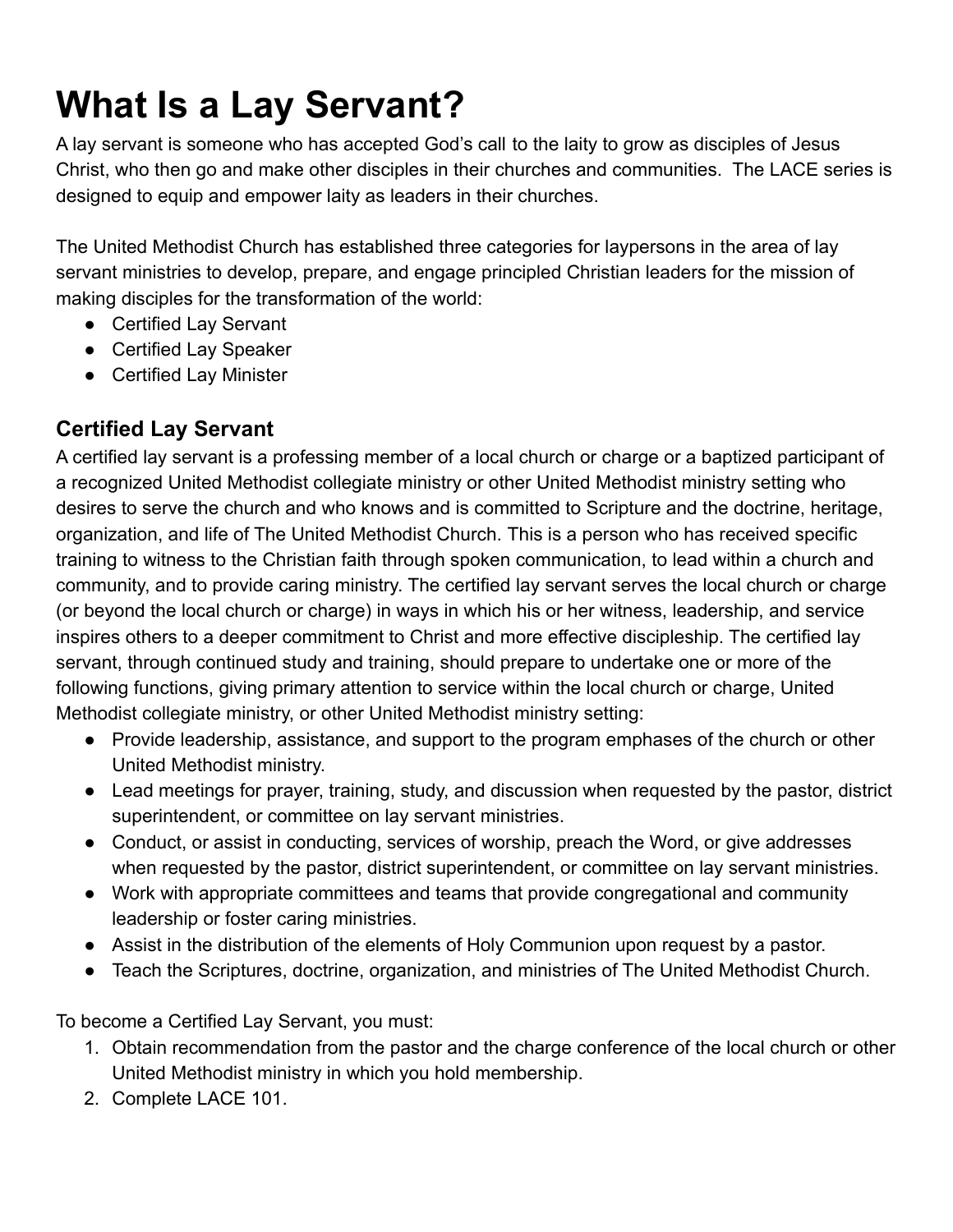# What Is a Lay Servant?

A lay servant is someone who has accepted God's call to the laity to grow as disciples of Jesus Christ, who then go and make other disciples in their churches and communities. The LACE series is designed to equip and empower laity as leaders in their churches.

The United Methodist Church has established three categories for laypersons in the area of lay servant ministries to develop, prepare, and engage principled Christian leaders for the mission of making disciples for the transformation of the world:

- Certified Lay Servant
- Certified Lay Speaker
- Certified Lay Minister

## Certified Lay Servant

A certified lay servant is a professing member of a local church or charge or a baptized participant of a recognized United Methodist collegiate ministry or other United Methodist ministry setting who desires to serve the church and who knows and is committed to Scripture and the doctrine, heritage, organization, and life of The United Methodist Church. This is a person who has received specific training to witness to the Christian faith through spoken communication, to lead within a church and community, and to provide caring ministry. The certified lay servant serves the local church or charge (or beyond the local church or charge) in ways in which his or her witness, leadership, and service inspires others to a deeper commitment to Christ and more effective discipleship. The certified lay servant, through continued study and training, should prepare to undertake one or more of the following functions, giving primary attention to service within the local church or charge, United Methodist collegiate ministry, or other United Methodist ministry setting:

- Provide leadership, assistance, and support to the program emphases of the church or other United Methodist ministry.
- Lead meetings for prayer, training, study, and discussion when requested by the pastor, district superintendent, or committee on lay servant ministries.
- Conduct, or assist in conducting, services of worship, preach the Word, or give addresses when requested by the pastor, district superintendent, or committee on lay servant ministries.
- Work with appropriate committees and teams that provide congregational and community leadership or foster caring ministries.
- Assist in the distribution of the elements of Holy Communion upon request by a pastor.
- Teach the Scriptures, doctrine, organization, and ministries of The United Methodist Church.

To become a Certified Lay Servant, you must:

1. Obtain recommendation from the pastor and the charge conference of the local church or other United Methodist ministry in which you hold membership.
2. Complete LACE 101.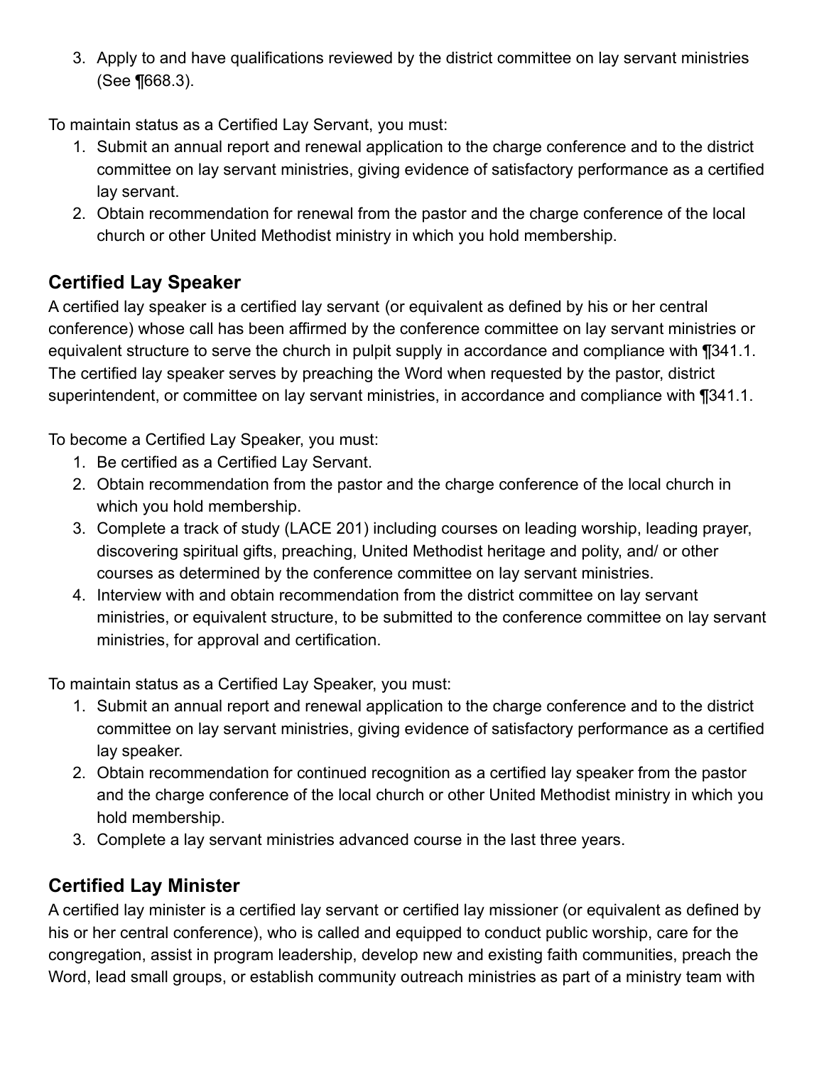3. Apply to and have qualifications reviewed by the district committee on lay servant ministries (See ¶668.3).

To maintain status as a Certified Lay Servant, you must:

1. Submit an annual report and renewal application to the charge conference and to the district committee on lay servant ministries, giving evidence of satisfactory performance as a certified lay servant.
2. Obtain recommendation for renewal from the pastor and the charge conference of the local church or other United Methodist ministry in which you hold membership.

## Certified Lay Speaker

A certified lay speaker is a certified lay servant (or equivalent as defined by his or her central conference) whose call has been affirmed by the conference committee on lay servant ministries or equivalent structure to serve the church in pulpit supply in accordance and compliance with ¶341.1. The certified lay speaker serves by preaching the Word when requested by the pastor, district superintendent, or committee on lay servant ministries, in accordance and compliance with ¶341.1.

To become a Certified Lay Speaker, you must:

1. Be certified as a Certified Lay Servant.
2. Obtain recommendation from the pastor and the charge conference of the local church in which you hold membership.
3. Complete a track of study (LACE 201) including courses on leading worship, leading prayer, discovering spiritual gifts, preaching, United Methodist heritage and polity, and/ or other courses as determined by the conference committee on lay servant ministries.
4. Interview with and obtain recommendation from the district committee on lay servant ministries, or equivalent structure, to be submitted to the conference committee on lay servant ministries, for approval and certification.

To maintain status as a Certified Lay Speaker, you must:

1. Submit an annual report and renewal application to the charge conference and to the district committee on lay servant ministries, giving evidence of satisfactory performance as a certified lay speaker.
2. Obtain recommendation for continued recognition as a certified lay speaker from the pastor and the charge conference of the local church or other United Methodist ministry in which you hold membership.
3. Complete a lay servant ministries advanced course in the last three years.

## Certified Lay Minister

A certified lay minister is a certified lay servant or certified lay missioner (or equivalent as defined by his or her central conference), who is called and equipped to conduct public worship, care for the congregation, assist in program leadership, develop new and existing faith communities, preach the Word, lead small groups, or establish community outreach ministries as part of a ministry team with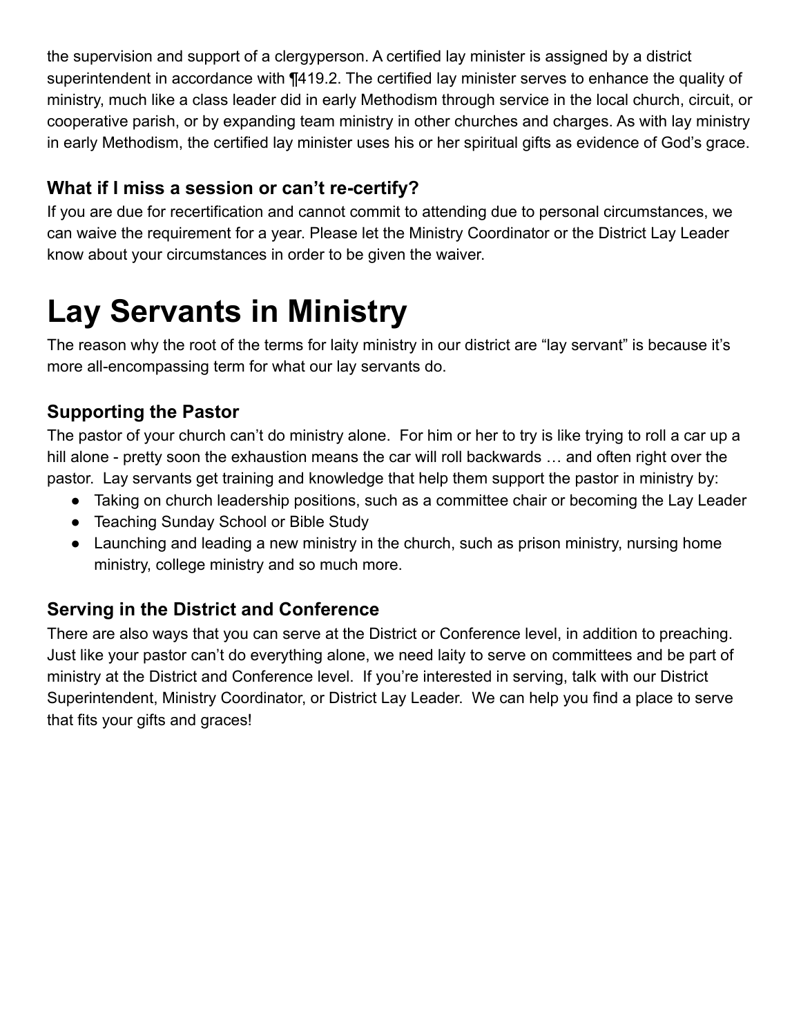the supervision and support of a clergyperson. A certified lay minister is assigned by a district superintendent in accordance with ¶419.2. The certified lay minister serves to enhance the quality of ministry, much like a class leader did in early Methodism through service in the local church, circuit, or cooperative parish, or by expanding team ministry in other churches and charges. As with lay ministry in early Methodism, the certified lay minister uses his or her spiritual gifts as evidence of God's grace.

### What if I miss a session or can't re-certify?

If you are due for recertification and cannot commit to attending due to personal circumstances, we can waive the requirement for a year. Please let the Ministry Coordinator or the District Lay Leader know about your circumstances in order to be given the waiver.

# Lay Servants in Ministry

The reason why the root of the terms for laity ministry in our district are "lay servant" is because it's more all-encompassing term for what our lay servants do.

### Supporting the Pastor

The pastor of your church can't do ministry alone. For him or her to try is like trying to roll a car up a hill alone - pretty soon the exhaustion means the car will roll backwards … and often right over the pastor. Lay servants get training and knowledge that help them support the pastor in ministry by:

- Taking on church leadership positions, such as a committee chair or becoming the Lay Leader
- Teaching Sunday School or Bible Study
- Launching and leading a new ministry in the church, such as prison ministry, nursing home ministry, college ministry and so much more.

### Serving in the District and Conference

There are also ways that you can serve at the District or Conference level, in addition to preaching. Just like your pastor can't do everything alone, we need laity to serve on committees and be part of ministry at the District and Conference level. If you're interested in serving, talk with our District Superintendent, Ministry Coordinator, or District Lay Leader. We can help you find a place to serve that fits your gifts and graces!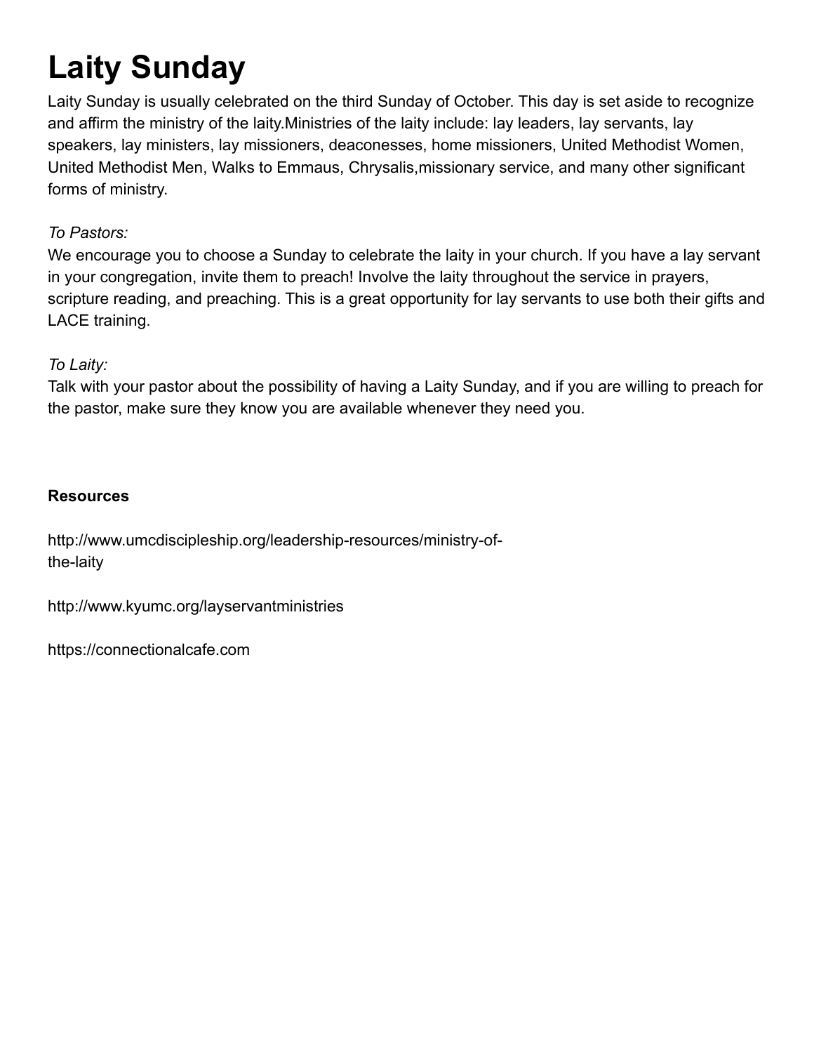# Laity Sunday

Laity Sunday is usually celebrated on the third Sunday of October. This day is set aside to recognize and affirm the ministry of the laity.Ministries of the laity include: lay leaders, lay servants, lay speakers, lay ministers, lay missioners, deaconesses, home missioners, United Methodist Women, United Methodist Men, Walks to Emmaus, Chrysalis,missionary service, and many other significant forms of ministry.

*To Pastors:*
We encourage you to choose a Sunday to celebrate the laity in your church. If you have a lay servant in your congregation, invite them to preach! Involve the laity throughout the service in prayers, scripture reading, and preaching. This is a great opportunity for lay servants to use both their gifts and LACE training.

*To Laity:*
Talk with your pastor about the possibility of having a Laity Sunday, and if you are willing to preach for the pastor, make sure they know you are available whenever they need you.

**Resources**

http://www.umcdiscipleship.org/leadership-resources/ministry-of-the-laity

http://www.kyumc.org/layservantministries

https://connectionalcafe.com